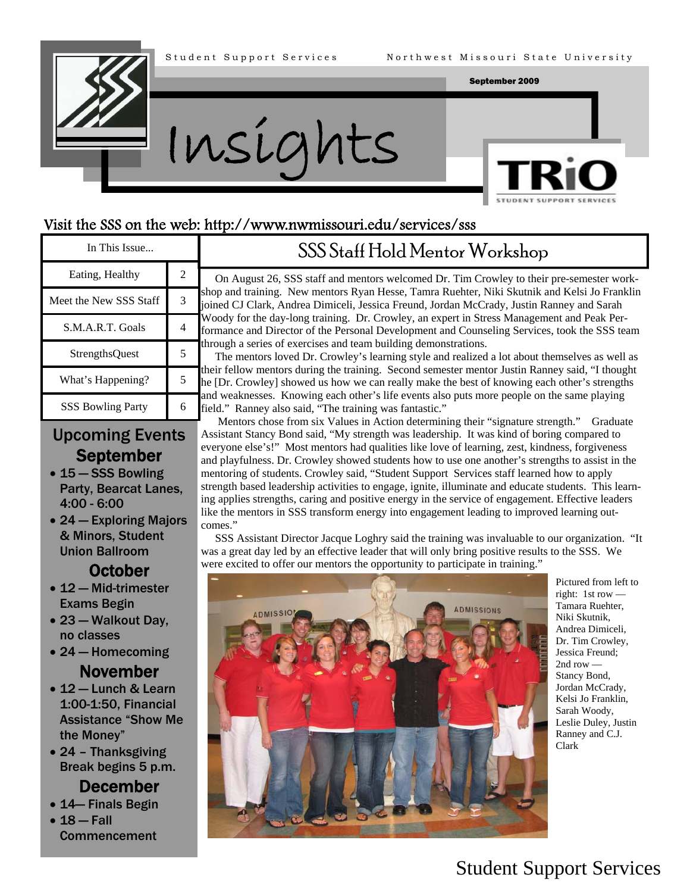Student Support Services    Northwest Missouri State University

September 2009

# Insights

TRiO Student Support Services

Visit the SSS on the web: http://www.nwmissouri.edu/services/sss

| In This Issue... | |
|---|---|
| Eating, Healthy | 2 |
| Meet the New SSS Staff | 3 |
| S.M.A.R.T. Goals | 4 |
| StrengthsQuest | 5 |
| What's Happening? | 5 |
| SSS Bowling Party | 6 |

## Upcoming Events

### September

- 15 — SSS Bowling Party, Bearcat Lanes, 4:00 - 6:00
- 24 — Exploring Majors & Minors, Student Union Ballroom

### October

- 12 — Mid-trimester Exams Begin
- 23 — Walkout Day, no classes
- 24 — Homecoming

### November

- 12 — Lunch & Learn 1:00-1:50, Financial Assistance "Show Me the Money"
- 24 – Thanksgiving Break begins 5 p.m.

### December

- 14— Finals Begin
- 18 — Fall Commencement

## SSS Staff Hold Mentor Workshop

On August 26, SSS staff and mentors welcomed Dr. Tim Crowley to their pre-semester workshop and training. New mentors Ryan Hesse, Tamra Ruehter, Niki Skutnik and Kelsi Jo Franklin joined CJ Clark, Andrea Dimiceli, Jessica Freund, Jordan McCrady, Justin Ranney and Sarah Woody for the day-long training. Dr. Crowley, an expert in Stress Management and Peak Performance and Director of the Personal Development and Counseling Services, took the SSS team through a series of exercises and team building demonstrations.

The mentors loved Dr. Crowley's learning style and realized a lot about themselves as well as their fellow mentors during the training. Second semester mentor Justin Ranney said, "I thought he [Dr. Crowley] showed us how we can really make the best of knowing each other's strengths and weaknesses. Knowing each other's life events also puts more people on the same playing field." Ranney also said, "The training was fantastic."

Mentors chose from six Values in Action determining their "signature strength." Graduate Assistant Stancy Bond said, "My strength was leadership. It was kind of boring compared to everyone else's!" Most mentors had qualities like love of learning, zest, kindness, forgiveness and playfulness. Dr. Crowley showed students how to use one another's strengths to assist in the mentoring of students. Crowley said, "Student Support Services staff learned how to apply strength based leadership activities to engage, ignite, illuminate and educate students. This learning applies strengths, caring and positive energy in the service of engagement. Effective leaders like the mentors in SSS transform energy into engagement leading to improved learning outcomes."

SSS Assistant Director Jacque Loghry said the training was invaluable to our organization. "It was a great day led by an effective leader that will only bring positive results to the SSS. We were excited to offer our mentors the opportunity to participate in training."

Pictured from left to right: 1st row — Tamara Ruehter, Niki Skutnik, Andrea Dimiceli, Dr. Tim Crowley, Jessica Freund; 2nd row — Stancy Bond, Jordan McCrady, Kelsi Jo Franklin, Sarah Woody, Leslie Duley, Justin Ranney and C.J. Clark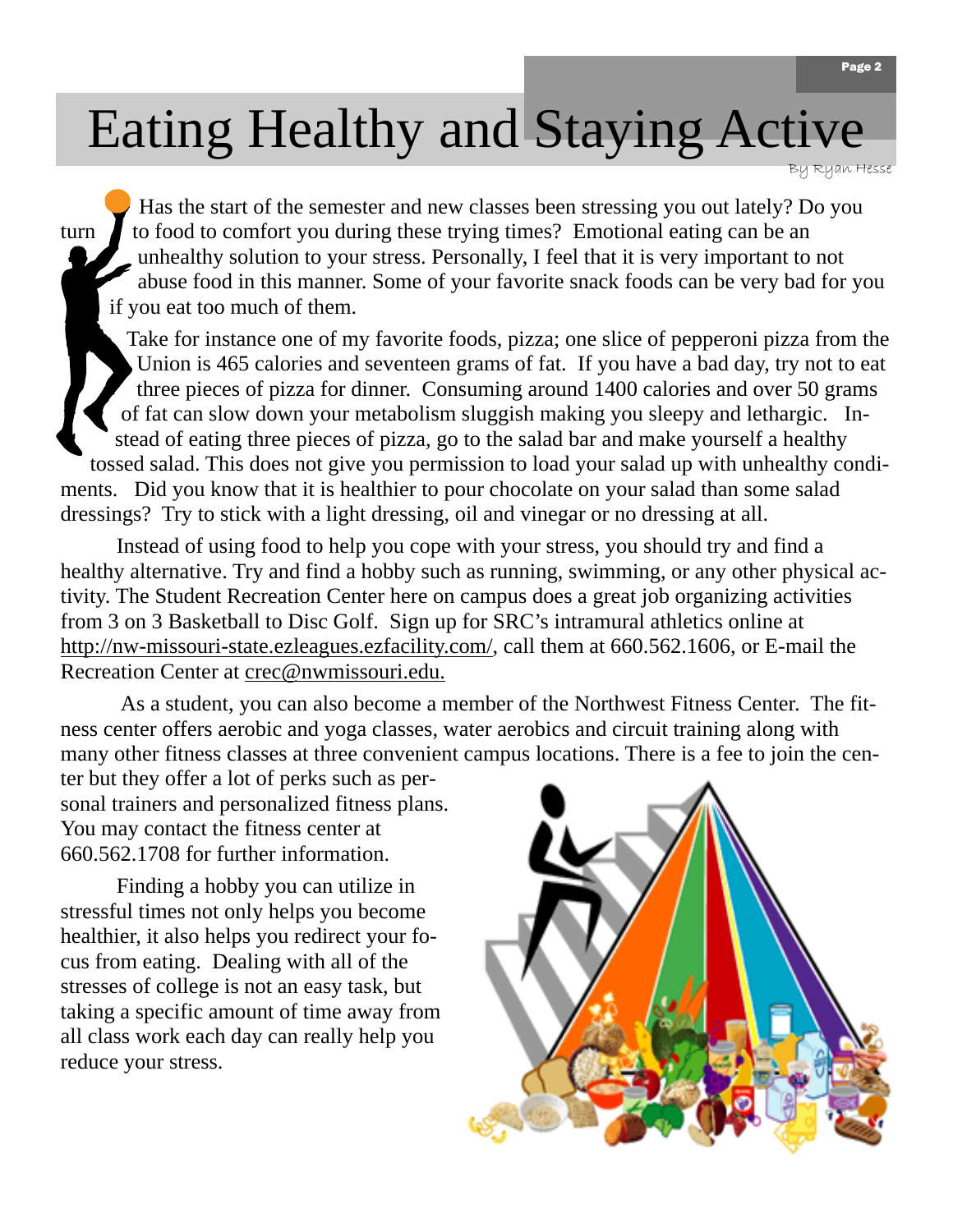# Eating Healthy and Staying Active

By Ryan Hesse

Has the start of the semester and new classes been stressing you out lately? Do you turn to food to comfort you during these trying times? Emotional eating can be an unhealthy solution to your stress. Personally, I feel that it is very important to not abuse food in this manner. Some of your favorite snack foods can be very bad for you if you eat too much of them.

Take for instance one of my favorite foods, pizza; one slice of pepperoni pizza from the Union is 465 calories and seventeen grams of fat. If you have a bad day, try not to eat three pieces of pizza for dinner. Consuming around 1400 calories and over 50 grams of fat can slow down your metabolism sluggish making you sleepy and lethargic. Instead of eating three pieces of pizza, go to the salad bar and make yourself a healthy tossed salad. This does not give you permission to load your salad up with unhealthy condiments. Did you know that it is healthier to pour chocolate on your salad than some salad dressings? Try to stick with a light dressing, oil and vinegar or no dressing at all.

Instead of using food to help you cope with your stress, you should try and find a healthy alternative. Try and find a hobby such as running, swimming, or any other physical activity. The Student Recreation Center here on campus does a great job organizing activities from 3 on 3 Basketball to Disc Golf. Sign up for SRC's intramural athletics online at http://nw-missouri-state.ezleagues.ezfacility.com/, call them at 660.562.1606, or E-mail the Recreation Center at crec@nwmissouri.edu.

As a student, you can also become a member of the Northwest Fitness Center. The fitness center offers aerobic and yoga classes, water aerobics and circuit training along with many other fitness classes at three convenient campus locations. There is a fee to join the center but they offer a lot of perks such as personal trainers and personalized fitness plans. You may contact the fitness center at 660.562.1708 for further information.

Finding a hobby you can utilize in stressful times not only helps you become healthier, it also helps you redirect your focus from eating. Dealing with all of the stresses of college is not an easy task, but taking a specific amount of time away from all class work each day can really help you reduce your stress.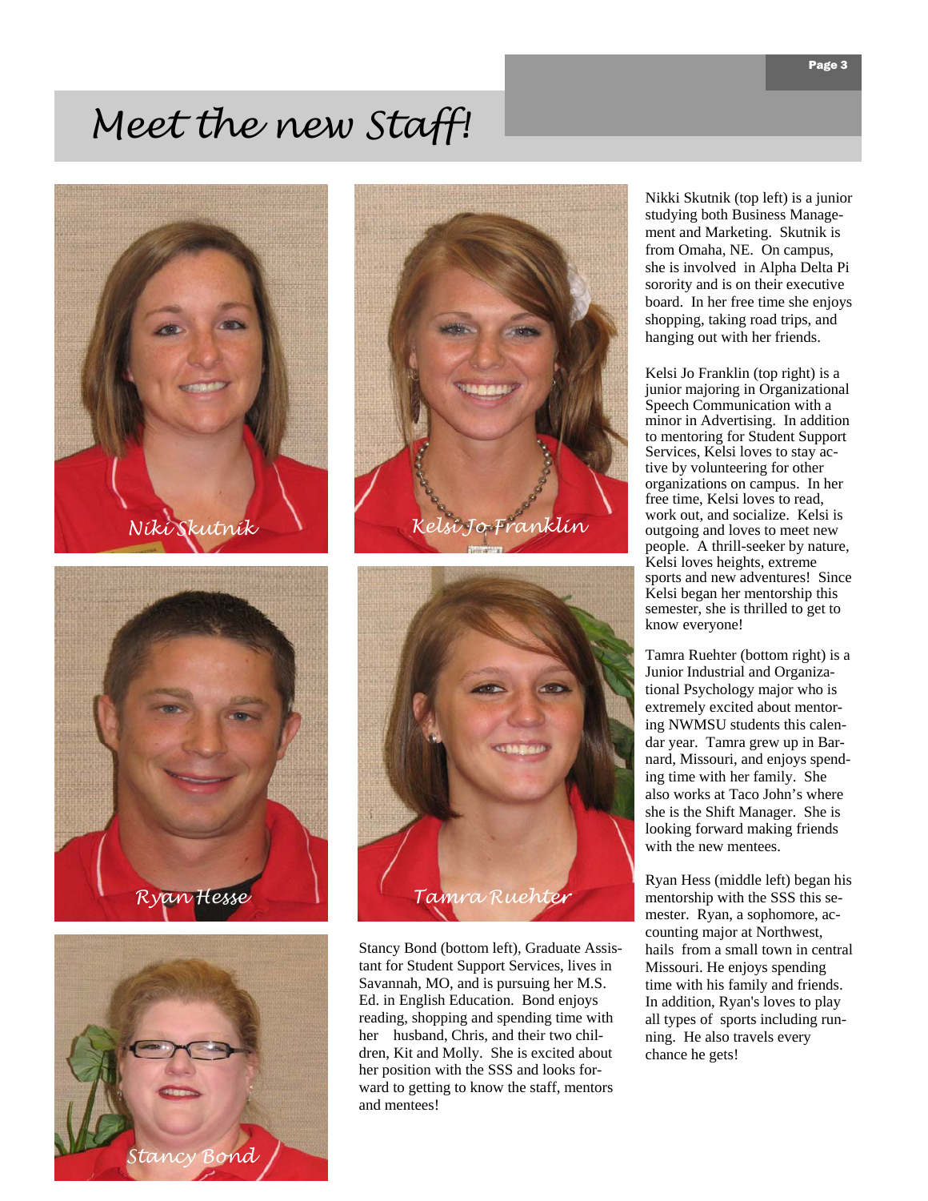# Meet the new Staff!

Niki Skutnik

Kelsi Jo Franklin

Ryan Hesse

Tamra Ruehter

Stancy Bond

Stancy Bond (bottom left), Graduate Assistant for Student Support Services, lives in Savannah, MO, and is pursuing her M.S. Ed. in English Education. Bond enjoys reading, shopping and spending time with her husband, Chris, and their two children, Kit and Molly. She is excited about her position with the SSS and looks forward to getting to know the staff, mentors and mentees!

Nikki Skutnik (top left) is a junior studying both Business Management and Marketing. Skutnik is from Omaha, NE. On campus, she is involved in Alpha Delta Pi sorority and is on their executive board. In her free time she enjoys shopping, taking road trips, and hanging out with her friends.

Kelsi Jo Franklin (top right) is a junior majoring in Organizational Speech Communication with a minor in Advertising. In addition to mentoring for Student Support Services, Kelsi loves to stay active by volunteering for other organizations on campus. In her free time, Kelsi loves to read, work out, and socialize. Kelsi is outgoing and loves to meet new people. A thrill-seeker by nature, Kelsi loves heights, extreme sports and new adventures! Since Kelsi began her mentorship this semester, she is thrilled to get to know everyone!

Tamra Ruehter (bottom right) is a Junior Industrial and Organizational Psychology major who is extremely excited about mentoring NWMSU students this calendar year. Tamra grew up in Barnard, Missouri, and enjoys spending time with her family. She also works at Taco John's where she is the Shift Manager. She is looking forward making friends with the new mentees.

Ryan Hess (middle left) began his mentorship with the SSS this semester. Ryan, a sophomore, accounting major at Northwest, hails from a small town in central Missouri. He enjoys spending time with his family and friends. In addition, Ryan's loves to play all types of sports including running. He also travels every chance he gets!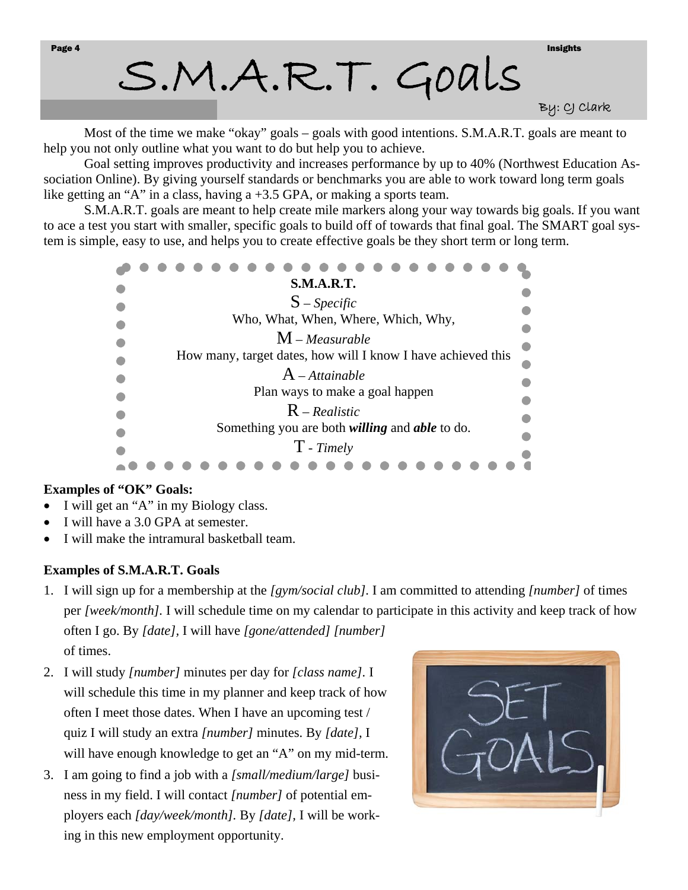# S.M.A.R.T. Goals

By: CJ Clark

Most of the time we make "okay" goals – goals with good intentions. S.M.A.R.T. goals are meant to help you not only outline what you want to do but help you to achieve.

Goal setting improves productivity and increases performance by up to 40% (Northwest Education Association Online). By giving yourself standards or benchmarks you are able to work toward long term goals like getting an "A" in a class, having a +3.5 GPA, or making a sports team.

S.M.A.R.T. goals are meant to help create mile markers along your way towards big goals. If you want to ace a test you start with smaller, specific goals to build off of towards that final goal. The SMART goal system is simple, easy to use, and helps you to create effective goals be they short term or long term.

**S.M.A.R.T.**

S – *Specific*
Who, What, When, Where, Which, Why,

M – *Measurable*
How many, target dates, how will I know I have achieved this

A – *Attainable*
Plan ways to make a goal happen

R – *Realistic*
Something you are both ***willing*** and ***able*** to do.

T - *Timely*

**Examples of "OK" Goals:**

- I will get an "A" in my Biology class.
- I will have a 3.0 GPA at semester.
- I will make the intramural basketball team.

**Examples of S.M.A.R.T. Goals**

1. I will sign up for a membership at the *[gym/social club]*. I am committed to attending *[number]* of times per *[week/month]*. I will schedule time on my calendar to participate in this activity and keep track of how often I go. By *[date]*, I will have *[gone/attended] [number]* of times.
2. I will study *[number]* minutes per day for *[class name]*. I will schedule this time in my planner and keep track of how often I meet those dates. When I have an upcoming test / quiz I will study an extra *[number]* minutes. By *[date]*, I will have enough knowledge to get an "A" on my mid-term.
3. I am going to find a job with a *[small/medium/large]* business in my field. I will contact *[number]* of potential employers each *[day/week/month]*. By *[date]*, I will be working in this new employment opportunity.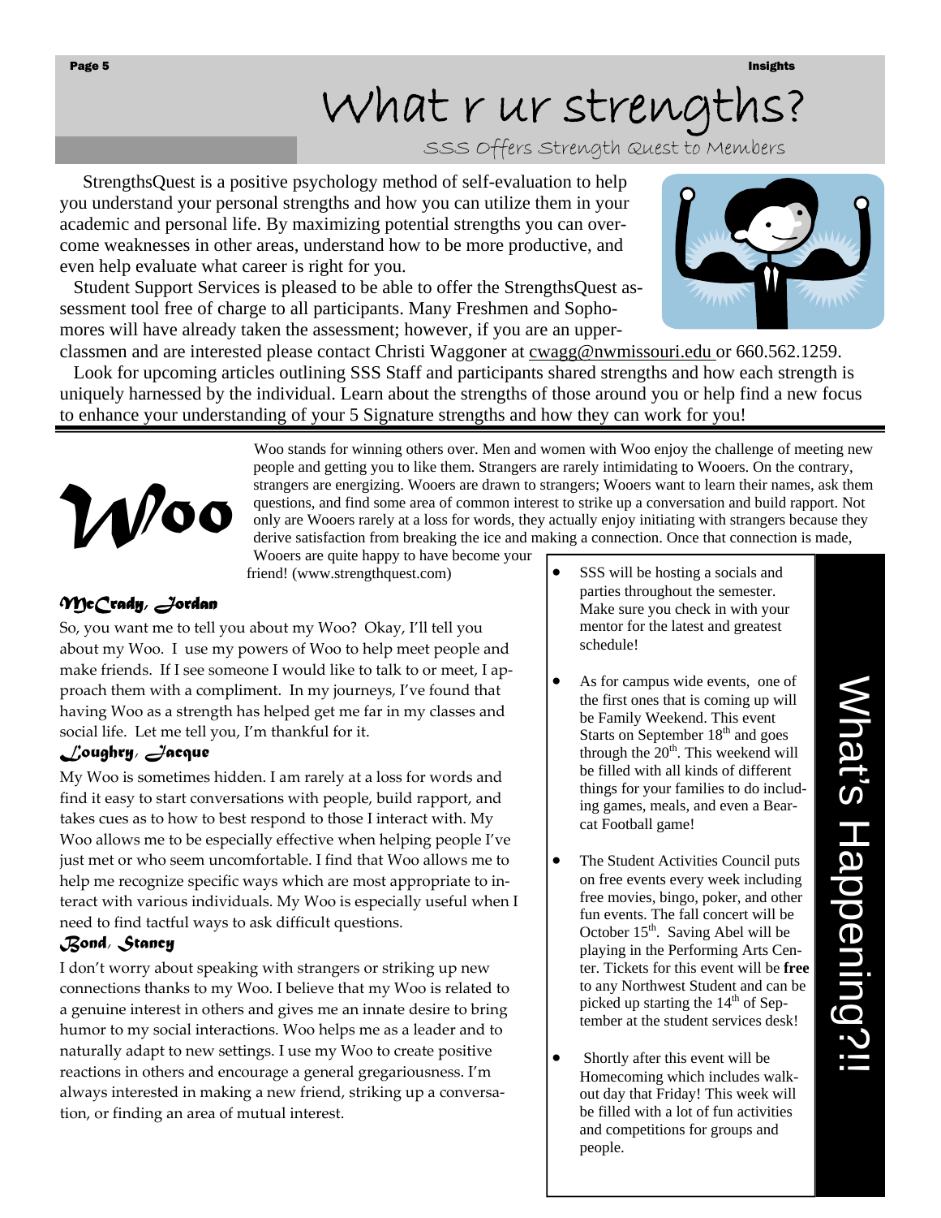# What r ur strengths?

## SSS Offers Strength Quest to Members

StrengthsQuest is a positive psychology method of self-evaluation to help you understand your personal strengths and how you can utilize them in your academic and personal life. By maximizing potential strengths you can overcome weaknesses in other areas, understand how to be more productive, and even help evaluate what career is right for you.

Student Support Services is pleased to be able to offer the StrengthsQuest assessment tool free of charge to all participants. Many Freshmen and Sophomores will have already taken the assessment; however, if you are an upperclassmen and are interested please contact Christi Waggoner at cwagg@nwmissouri.edu or 660.562.1259.

Look for upcoming articles outlining SSS Staff and participants shared strengths and how each strength is uniquely harnessed by the individual. Learn about the strengths of those around you or help find a new focus to enhance your understanding of your 5 Signature strengths and how they can work for you!

## Woo

Woo stands for winning others over. Men and women with Woo enjoy the challenge of meeting new people and getting you to like them. Strangers are rarely intimidating to Wooers. On the contrary, strangers are energizing. Wooers are drawn to strangers; Wooers want to learn their names, ask them questions, and find some area of common interest to strike up a conversation and build rapport. Not only are Wooers rarely at a loss for words, they actually enjoy initiating with strangers because they derive satisfaction from breaking the ice and making a connection. Once that connection is made, Wooers are quite happy to have become your friend! (www.strengthquest.com)

### McCrady, Jordan

So, you want me to tell you about my Woo? Okay, I'll tell you about my Woo. I use my powers of Woo to help meet people and make friends. If I see someone I would like to talk to or meet, I approach them with a compliment. In my journeys, I've found that having Woo as a strength has helped get me far in my classes and social life. Let me tell you, I'm thankful for it.

### Loughry, Jacque

My Woo is sometimes hidden. I am rarely at a loss for words and find it easy to start conversations with people, build rapport, and takes cues as to how to best respond to those I interact with. My Woo allows me to be especially effective when helping people I've just met or who seem uncomfortable. I find that Woo allows me to help me recognize specific ways which are most appropriate to interact with various individuals. My Woo is especially useful when I need to find tactful ways to ask difficult questions.

### Bond, Stancy

I don't worry about speaking with strangers or striking up new connections thanks to my Woo. I believe that my Woo is related to a genuine interest in others and gives me an innate desire to bring humor to my social interactions. Woo helps me as a leader and to naturally adapt to new settings. I use my Woo to create positive reactions in others and encourage a general gregariousness. I'm always interested in making a new friend, striking up a conversation, or finding an area of mutual interest.

## What's Happening?!!

- SSS will be hosting a socials and parties throughout the semester. Make sure you check in with your mentor for the latest and greatest schedule!
- As for campus wide events, one of the first ones that is coming up will be Family Weekend. This event Starts on September 18th and goes through the 20th. This weekend will be filled with all kinds of different things for your families to do including games, meals, and even a Bearcat Football game!
- The Student Activities Council puts on free events every week including free movies, bingo, poker, and other fun events. The fall concert will be October 15th. Saving Abel will be playing in the Performing Arts Center. Tickets for this event will be **free** to any Northwest Student and can be picked up starting the 14th of September at the student services desk!
- Shortly after this event will be Homecoming which includes walkout day that Friday! This week will be filled with a lot of fun activities and competitions for groups and people.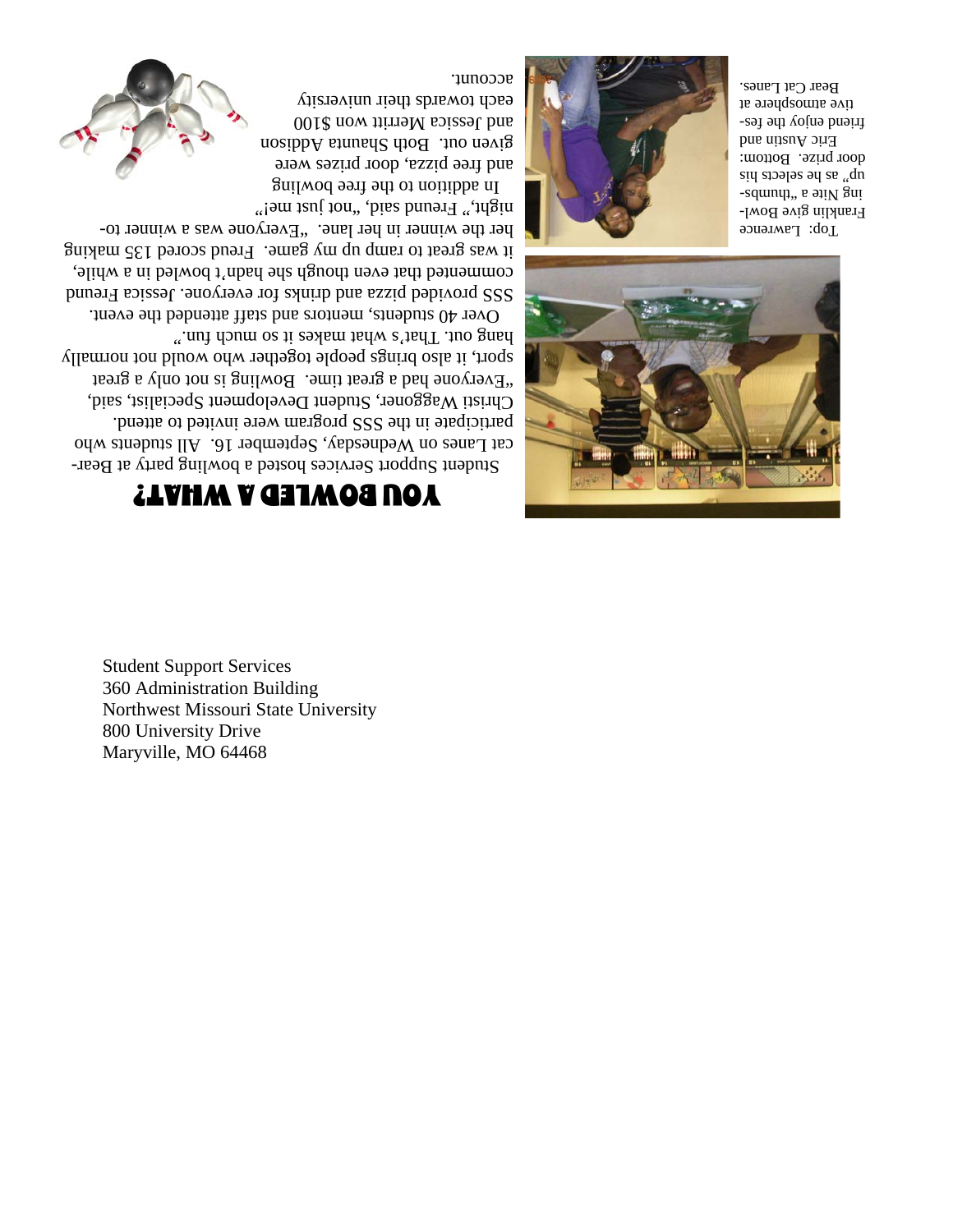## YOU BOWLED A WHAT?

Student Support Services hosted a bowling party at Bearcat Lanes on Wednesday, September 16. All students who participate in the SSS program were invited to attend.

Chrisit Waggoner, Student Development Specialist, said, "Everyone had a great time. Bowling is not only a great sport, it also brings people together who would not normally hang out. That's what makes it so much fun."

Over 40 students, mentors and staff attended the event. SSS provided pizza and drinks for everyone. Jessica Freund commented that even though she hadn't bowled in a while, it was great to ramp up my game. Freud scored 135 making her the winner in her lane. "Everyone was a winner tonight," Freund said, "not just me!"

In addition to the free bowling and free pizza, door prizes were given out. Both Shaunta Addison and Jessica Merritt won $100 each towards their university account.

Top: Lawrence Franklin give Bowling Nite a "thumbs-up" as he selects his door prize. Bottom: Eric Austin and friend enjoy the festive atmosphere at Bear Cat Lanes.

Student Support Services
360 Administration Building
Northwest Missouri State University
800 University Drive
Maryville, MO 64468